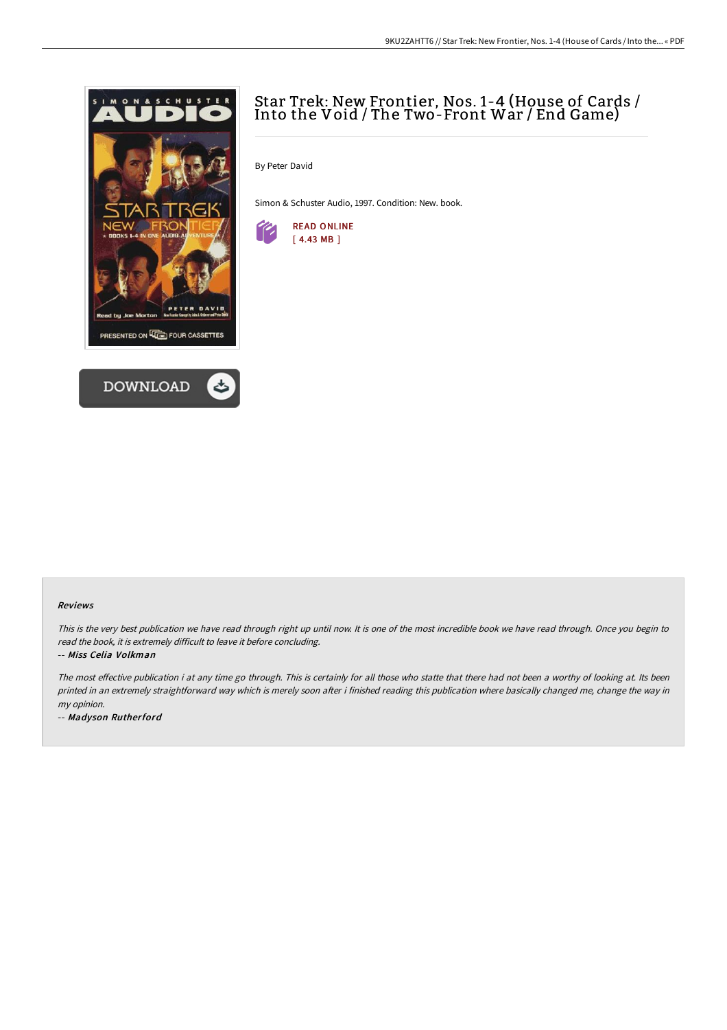# Star Trek: New Frontier, Nos. 1-4 (House of Cards / Into the Void / The Two-Front War / End Game)

By Peter David

Simon & Schuster Audio, 1997. Condition: New. book.

READ ONLINE
[ 4.43 MB ]

DOWNLOAD

### Reviews

*This is the very best publication we have read through right up until now. It is one of the most incredible book we have read through. Once you begin to read the book, it is extremely difficult to leave it before concluding.*

-- ***Miss Celia Volkman***

*The most effective publication i at any time go through. This is certainly for all those who statte that there had not been a worthy of looking at. Its been printed in an extremely straightforward way which is merely soon after i finished reading this publication where basically changed me, change the way in my opinion.*

-- ***Madyson Rutherford***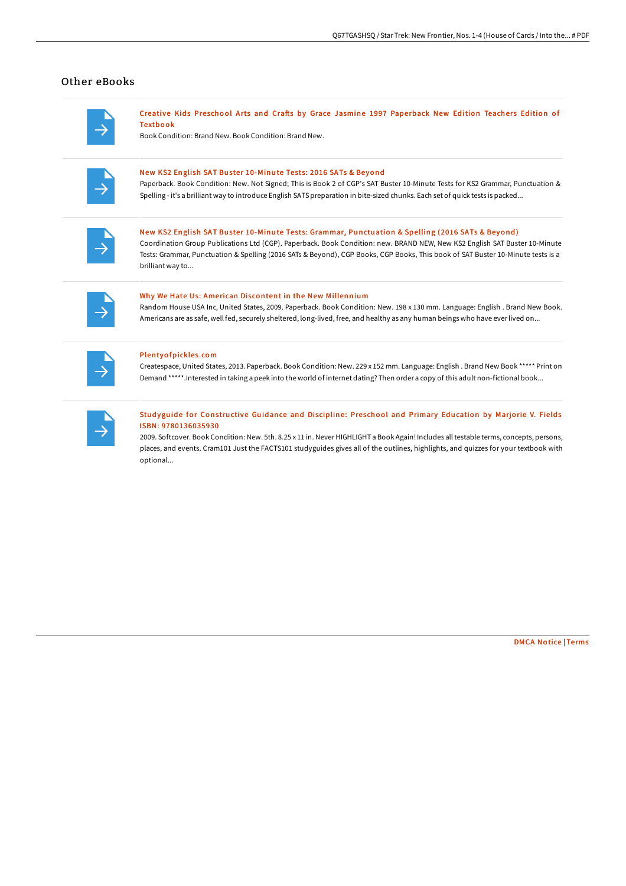## Other eBooks

**Creative Kids Preschool Arts and Crafts by Grace Jasmine 1997 Paperback New Edition Teachers Edition of Textbook**

Book Condition: Brand New. Book Condition: Brand New.

**New KS2 English SAT Buster 10-Minute Tests: 2016 SATs & Beyond**

Paperback. Book Condition: New. Not Signed; This is Book 2 of CGP's SAT Buster 10-Minute Tests for KS2 Grammar, Punctuation & Spelling - it's a brilliant way to introduce English SATS preparation in bite-sized chunks. Each set of quick tests is packed...

**New KS2 English SAT Buster 10-Minute Tests: Grammar, Punctuation & Spelling (2016 SATs & Beyond)**

Coordination Group Publications Ltd (CGP). Paperback. Book Condition: new. BRAND NEW, New KS2 English SAT Buster 10-Minute Tests: Grammar, Punctuation & Spelling (2016 SATs & Beyond), CGP Books, CGP Books, This book of SAT Buster 10-Minute tests is a brilliant way to...

**Why We Hate Us: American Discontent in the New Millennium**

Random House USA Inc, United States, 2009. Paperback. Book Condition: New. 198 x 130 mm. Language: English . Brand New Book. Americans are as safe, well fed, securely sheltered, long-lived, free, and healthy as any human beings who have ever lived on...

**Plentyofpickles.com**

Createspace, United States, 2013. Paperback. Book Condition: New. 229 x 152 mm. Language: English . Brand New Book ***** Print on Demand *****.Interested in taking a peek into the world of internet dating? Then order a copy of this adult non-fictional book...

**Studyguide for Constructive Guidance and Discipline: Preschool and Primary Education by Marjorie V. Fields ISBN: 9780136035930**

2009. Softcover. Book Condition: New. 5th. 8.25 x 11 in. Never HIGHLIGHT a Book Again! Includes all testable terms, concepts, persons, places, and events. Cram101 Just the FACTS101 studyguides gives all of the outlines, highlights, and quizzes for your textbook with optional...

DMCA Notice | Terms